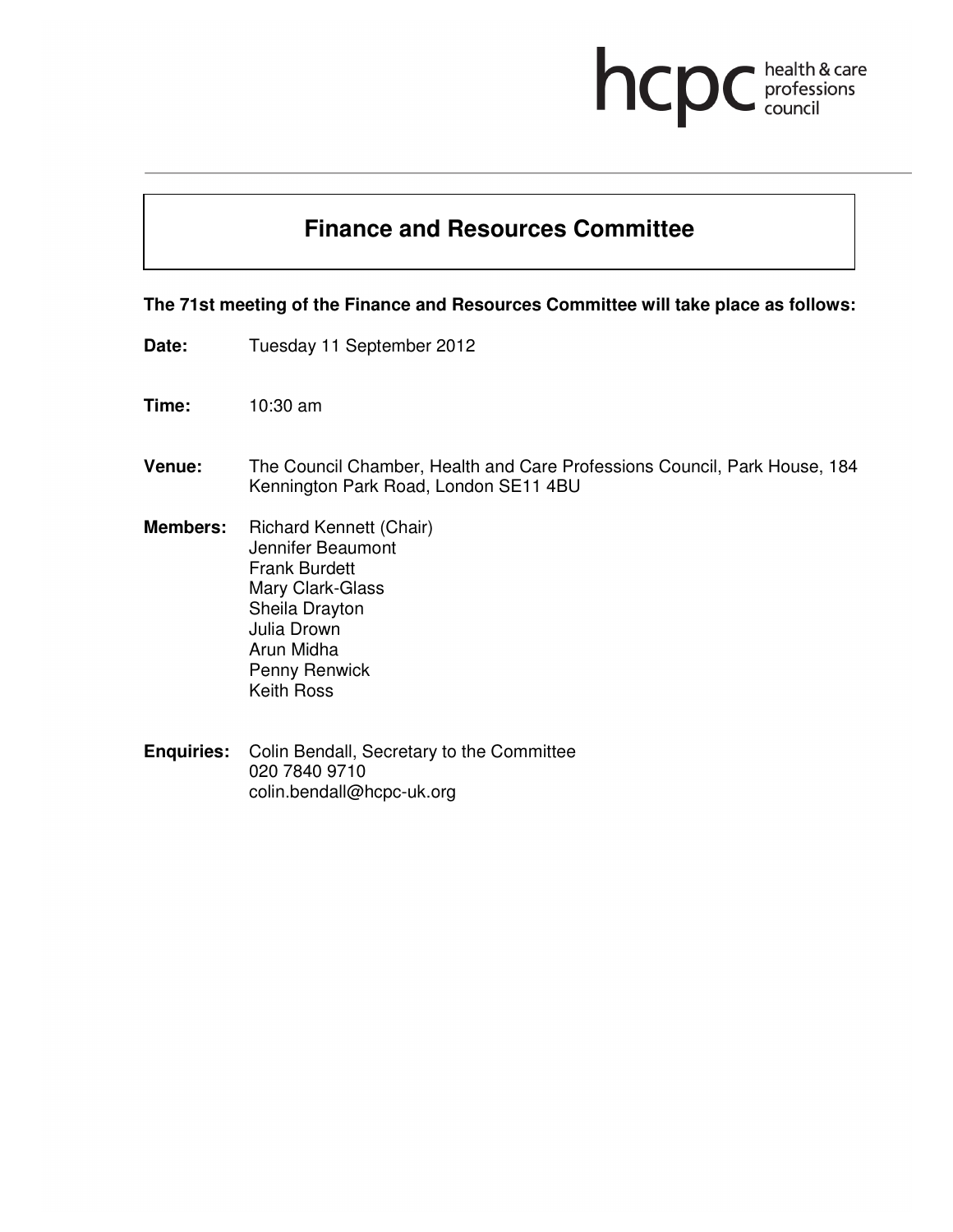hcpc health & care professions council

# Finance and Resources Committee

**The 71st meeting of the Finance and Resources Committee will take place as follows:**

**Date:** Tuesday 11 September 2012

**Time:** 10:30 am

**Venue:** The Council Chamber, Health and Care Professions Council, Park House, 184 Kennington Park Road, London SE11 4BU

**Members:** Richard Kennett (Chair)
Jennifer Beaumont
Frank Burdett
Mary Clark-Glass
Sheila Drayton
Julia Drown
Arun Midha
Penny Renwick
Keith Ross

**Enquiries:** Colin Bendall, Secretary to the Committee
020 7840 9710
colin.bendall@hcpc-uk.org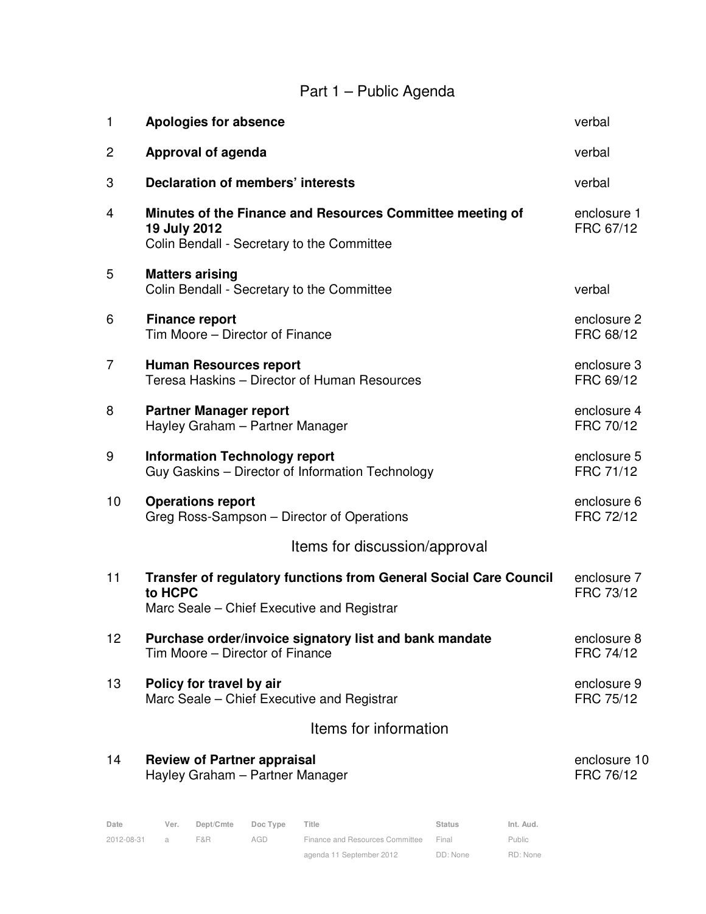## Part 1 – Public Agenda

| | | |
|---|---|---|
| 1 | **Apologies for absence** | verbal |
| 2 | **Approval of agenda** | verbal |
| 3 | **Declaration of members' interests** | verbal |
| 4 | **Minutes of the Finance and Resources Committee meeting of 19 July 2012**<br>Colin Bendall - Secretary to the Committee | enclosure 1<br>FRC 67/12 |
| 5 | **Matters arising**<br>Colin Bendall - Secretary to the Committee | verbal |
| 6 | **Finance report**<br>Tim Moore – Director of Finance | enclosure 2<br>FRC 68/12 |
| 7 | **Human Resources report**<br>Teresa Haskins – Director of Human Resources | enclosure 3<br>FRC 69/12 |
| 8 | **Partner Manager report**<br>Hayley Graham – Partner Manager | enclosure 4<br>FRC 70/12 |
| 9 | **Information Technology report**<br>Guy Gaskins – Director of Information Technology | enclosure 5<br>FRC 71/12 |
| 10 | **Operations report**<br>Greg Ross-Sampson – Director of Operations | enclosure 6<br>FRC 72/12 |

### Items for discussion/approval

| | | |
|---|---|---|
| 11 | **Transfer of regulatory functions from General Social Care Council to HCPC**<br>Marc Seale – Chief Executive and Registrar | enclosure 7<br>FRC 73/12 |
| 12 | **Purchase order/invoice signatory list and bank mandate**<br>Tim Moore – Director of Finance | enclosure 8<br>FRC 74/12 |
| 13 | **Policy for travel by air**<br>Marc Seale – Chief Executive and Registrar | enclosure 9<br>FRC 75/12 |

### Items for information

| | | |
|---|---|---|
| 14 | **Review of Partner appraisal**<br>Hayley Graham – Partner Manager | enclosure 10<br>FRC 76/12 |

| Date | Ver. | Dept/Cmte | Doc Type | Title | Status | Int. Aud. |
|---|---|---|---|---|---|---|
| 2012-08-31 | a | F&R | AGD | Finance and Resources Committee agenda 11 September 2012 | Final<br>DD: None | Public<br>RD: None |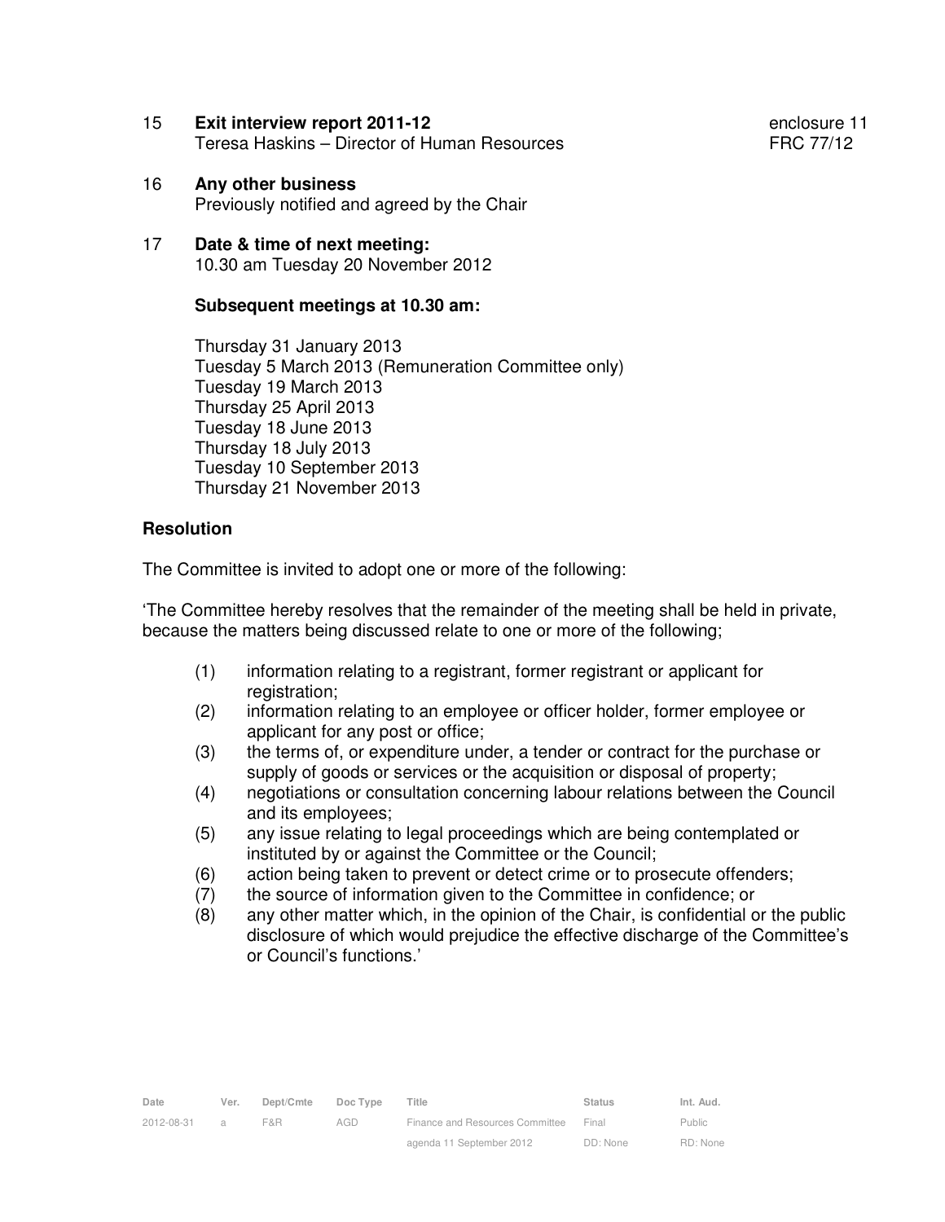15 **Exit interview report 2011-12** enclosure 11
Teresa Haskins – Director of Human Resources FRC 77/12

16 **Any other business**
Previously notified and agreed by the Chair

17 **Date & time of next meeting:**
10.30 am Tuesday 20 November 2012

**Subsequent meetings at 10.30 am:**

Thursday 31 January 2013
Tuesday 5 March 2013 (Remuneration Committee only)
Tuesday 19 March 2013
Thursday 25 April 2013
Tuesday 18 June 2013
Thursday 18 July 2013
Tuesday 10 September 2013
Thursday 21 November 2013

**Resolution**

The Committee is invited to adopt one or more of the following:

'The Committee hereby resolves that the remainder of the meeting shall be held in private, because the matters being discussed relate to one or more of the following;

(1) information relating to a registrant, former registrant or applicant for registration;
(2) information relating to an employee or officer holder, former employee or applicant for any post or office;
(3) the terms of, or expenditure under, a tender or contract for the purchase or supply of goods or services or the acquisition or disposal of property;
(4) negotiations or consultation concerning labour relations between the Council and its employees;
(5) any issue relating to legal proceedings which are being contemplated or instituted by or against the Committee or the Council;
(6) action being taken to prevent or detect crime or to prosecute offenders;
(7) the source of information given to the Committee in confidence; or
(8) any other matter which, in the opinion of the Chair, is confidential or the public disclosure of which would prejudice the effective discharge of the Committee's or Council's functions.'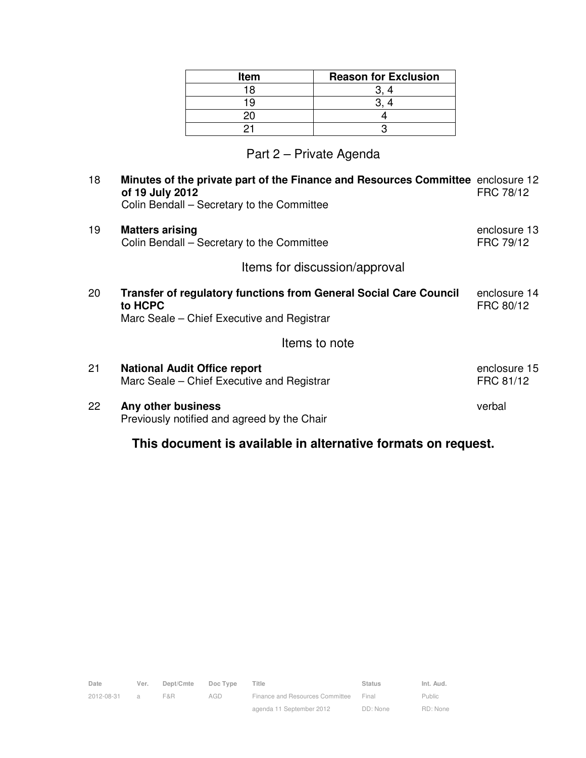| Item | Reason for Exclusion |
|---|---|
| 18 | 3, 4 |
| 19 | 3, 4 |
| 20 | 4 |
| 21 | 3 |

## Part 2 – Private Agenda

18 **Minutes of the private part of the Finance and Resources Committee of 19 July 2012** — enclosure 12 FRC 78/12
Colin Bendall – Secretary to the Committee

19 **Matters arising** — enclosure 13 FRC 79/12
Colin Bendall – Secretary to the Committee

### Items for discussion/approval

20 **Transfer of regulatory functions from General Social Care Council to HCPC** — enclosure 14 FRC 80/12
Marc Seale – Chief Executive and Registrar

### Items to note

21 **National Audit Office report** — enclosure 15 FRC 81/12
Marc Seale – Chief Executive and Registrar

22 **Any other business** — verbal
Previously notified and agreed by the Chair

**This document is available in alternative formats on request.**

| Date | Ver. | Dept/Cmte | Doc Type | Title | Status | Int. Aud. |
|---|---|---|---|---|---|---|
| 2012-08-31 | a | F&R | AGD | Finance and Resources Committee agenda 11 September 2012 | Final DD: None | Public RD: None |